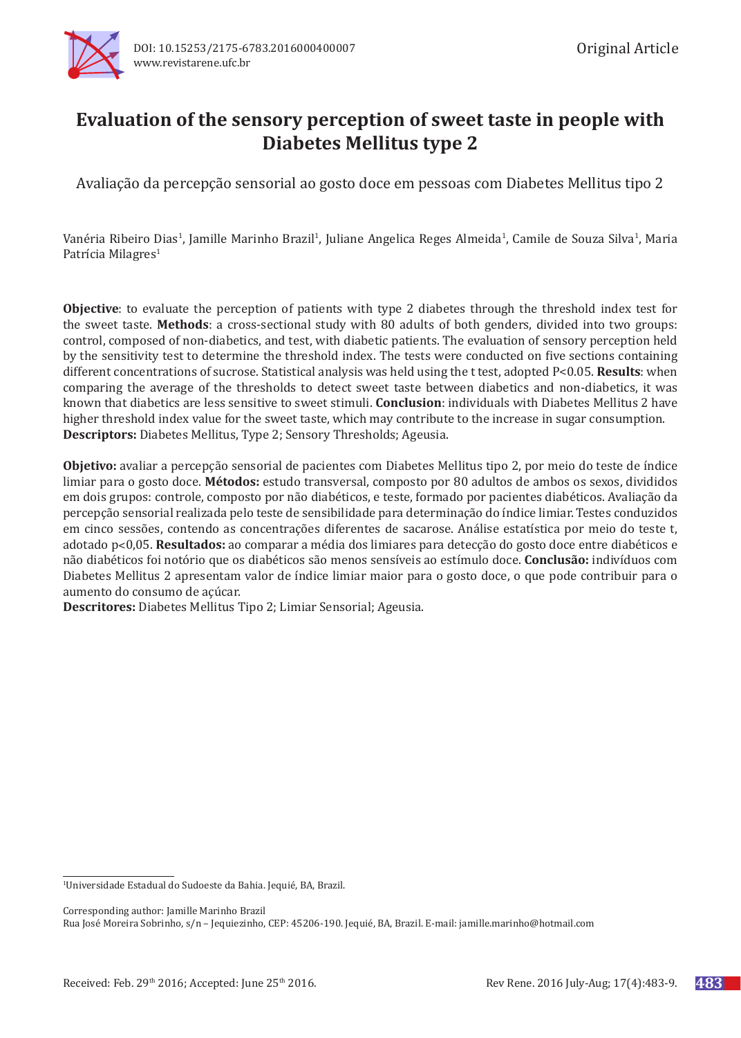DOI: 10.15253/2175-6783.2016000400007
www.revistarene.ufc.br

Original Article

# Evaluation of the sensory perception of sweet taste in people with Diabetes Mellitus type 2

Avaliação da percepção sensorial ao gosto doce em pessoas com Diabetes Mellitus tipo 2

Vanéria Ribeiro Dias[1], Jamille Marinho Brazil[1], Juliane Angelica Reges Almeida[1], Camile de Souza Silva[1], Maria Patrícia Milagres[1]

**Objective**: to evaluate the perception of patients with type 2 diabetes through the threshold index test for the sweet taste. **Methods**: a cross-sectional study with 80 adults of both genders, divided into two groups: control, composed of non-diabetics, and test, with diabetic patients. The evaluation of sensory perception held by the sensitivity test to determine the threshold index. The tests were conducted on five sections containing different concentrations of sucrose. Statistical analysis was held using the t test, adopted P<0.05. **Results**: when comparing the average of the thresholds to detect sweet taste between diabetics and non-diabetics, it was known that diabetics are less sensitive to sweet stimuli. **Conclusion**: individuals with Diabetes Mellitus 2 have higher threshold index value for the sweet taste, which may contribute to the increase in sugar consumption.
**Descriptors:** Diabetes Mellitus, Type 2; Sensory Thresholds; Ageusia.

**Objetivo:** avaliar a percepção sensorial de pacientes com Diabetes Mellitus tipo 2, por meio do teste de índice limiar para o gosto doce. **Métodos:** estudo transversal, composto por 80 adultos de ambos os sexos, divididos em dois grupos: controle, composto por não diabéticos, e teste, formado por pacientes diabéticos. Avaliação da percepção sensorial realizada pelo teste de sensibilidade para determinação do índice limiar. Testes conduzidos em cinco sessões, contendo as concentrações diferentes de sacarose. Análise estatística por meio do teste t, adotado p<0,05. **Resultados:** ao comparar a média dos limiares para detecção do gosto doce entre diabéticos e não diabéticos foi notório que os diabéticos são menos sensíveis ao estímulo doce. **Conclusão:** indivíduos com Diabetes Mellitus 2 apresentam valor de índice limiar maior para o gosto doce, o que pode contribuir para o aumento do consumo de açúcar.
**Descritores:** Diabetes Mellitus Tipo 2; Limiar Sensorial; Ageusia.

---

[1]Universidade Estadual do Sudoeste da Bahia. Jequié, BA, Brazil.

Corresponding author: Jamille Marinho Brazil
Rua José Moreira Sobrinho, s/n – Jequiezinho, CEP: 45206-190. Jequié, BA, Brazil. E-mail: jamille.marinho@hotmail.com

Received: Feb. 29th 2016; Accepted: June 25th 2016.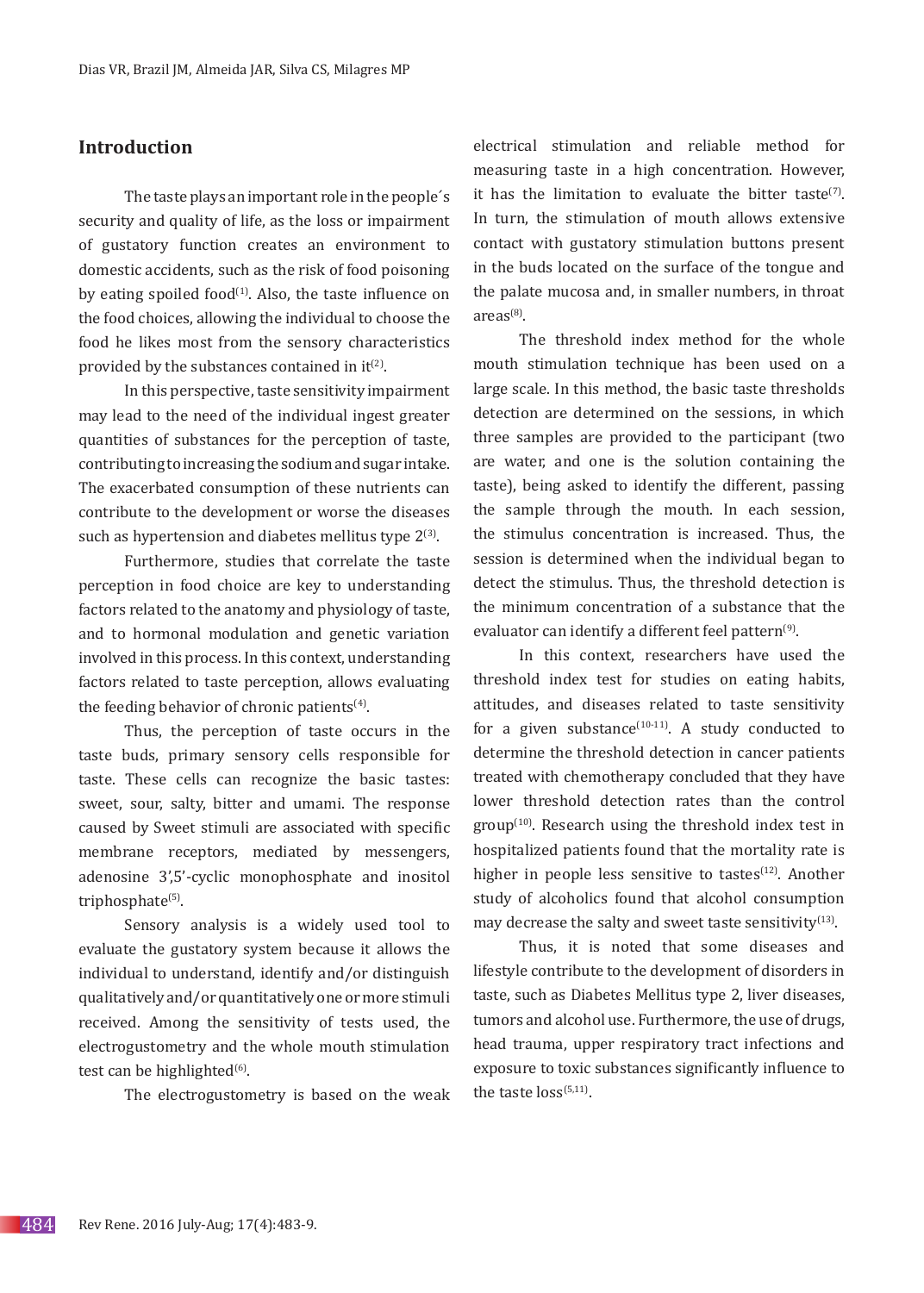## Introduction

The taste plays an important role in the people´s security and quality of life, as the loss or impairment of gustatory function creates an environment to domestic accidents, such as the risk of food poisoning by eating spoiled food[1]. Also, the taste influence on the food choices, allowing the individual to choose the food he likes most from the sensory characteristics provided by the substances contained in it[2].

In this perspective, taste sensitivity impairment may lead to the need of the individual ingest greater quantities of substances for the perception of taste, contributing to increasing the sodium and sugar intake. The exacerbated consumption of these nutrients can contribute to the development or worse the diseases such as hypertension and diabetes mellitus type 2[3].

Furthermore, studies that correlate the taste perception in food choice are key to understanding factors related to the anatomy and physiology of taste, and to hormonal modulation and genetic variation involved in this process. In this context, understanding factors related to taste perception, allows evaluating the feeding behavior of chronic patients[4].

Thus, the perception of taste occurs in the taste buds, primary sensory cells responsible for taste. These cells can recognize the basic tastes: sweet, sour, salty, bitter and umami. The response caused by Sweet stimuli are associated with specific membrane receptors, mediated by messengers, adenosine 3',5'-cyclic monophosphate and inositol triphosphate[5].

Sensory analysis is a widely used tool to evaluate the gustatory system because it allows the individual to understand, identify and/or distinguish qualitatively and/or quantitatively one or more stimuli received. Among the sensitivity of tests used, the electrogustometry and the whole mouth stimulation test can be highlighted[6].

The electrogustometry is based on the weak electrical stimulation and reliable method for measuring taste in a high concentration. However, it has the limitation to evaluate the bitter taste[7]. In turn, the stimulation of mouth allows extensive contact with gustatory stimulation buttons present in the buds located on the surface of the tongue and the palate mucosa and, in smaller numbers, in throat areas[8].

The threshold index method for the whole mouth stimulation technique has been used on a large scale. In this method, the basic taste thresholds detection are determined on the sessions, in which three samples are provided to the participant (two are water, and one is the solution containing the taste), being asked to identify the different, passing the sample through the mouth. In each session, the stimulus concentration is increased. Thus, the session is determined when the individual began to detect the stimulus. Thus, the threshold detection is the minimum concentration of a substance that the evaluator can identify a different feel pattern[9].

In this context, researchers have used the threshold index test for studies on eating habits, attitudes, and diseases related to taste sensitivity for a given substance[10-11]. A study conducted to determine the threshold detection in cancer patients treated with chemotherapy concluded that they have lower threshold detection rates than the control group[10]. Research using the threshold index test in hospitalized patients found that the mortality rate is higher in people less sensitive to tastes[12]. Another study of alcoholics found that alcohol consumption may decrease the salty and sweet taste sensitivity[13].

Thus, it is noted that some diseases and lifestyle contribute to the development of disorders in taste, such as Diabetes Mellitus type 2, liver diseases, tumors and alcohol use. Furthermore, the use of drugs, head trauma, upper respiratory tract infections and exposure to toxic substances significantly influence to the taste loss[5,11].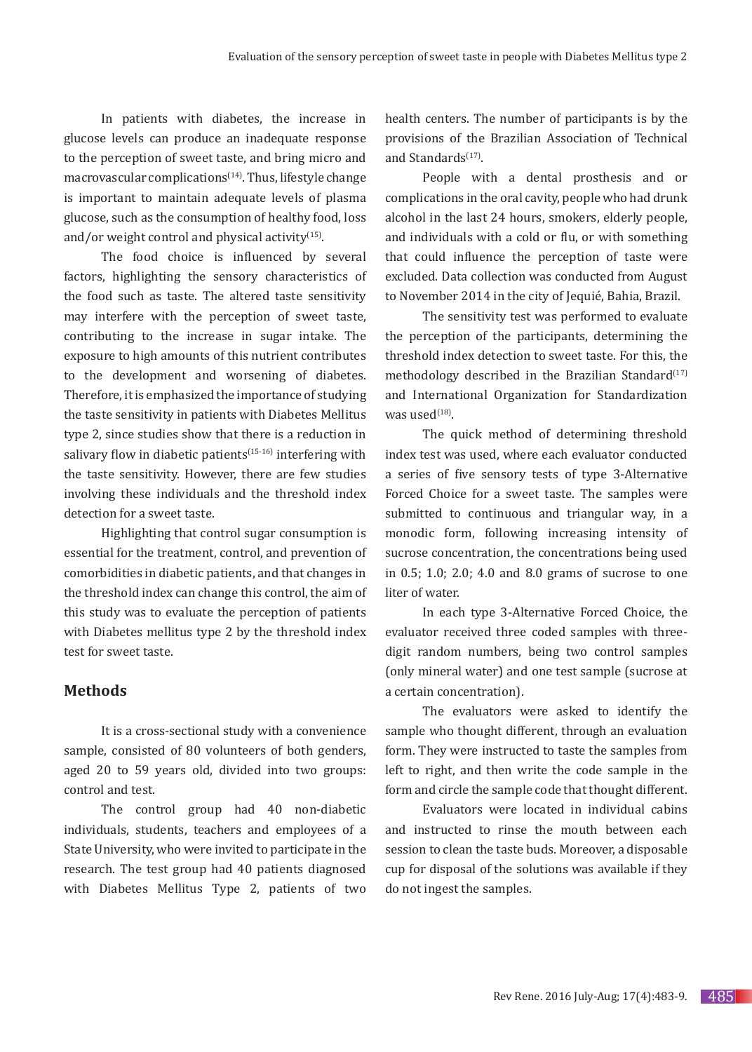In patients with diabetes, the increase in glucose levels can produce an inadequate response to the perception of sweet taste, and bring micro and macrovascular complications[14]. Thus, lifestyle change is important to maintain adequate levels of plasma glucose, such as the consumption of healthy food, loss and/or weight control and physical activity[15].

The food choice is influenced by several factors, highlighting the sensory characteristics of the food such as taste. The altered taste sensitivity may interfere with the perception of sweet taste, contributing to the increase in sugar intake. The exposure to high amounts of this nutrient contributes to the development and worsening of diabetes. Therefore, it is emphasized the importance of studying the taste sensitivity in patients with Diabetes Mellitus type 2, since studies show that there is a reduction in salivary flow in diabetic patients[15-16] interfering with the taste sensitivity. However, there are few studies involving these individuals and the threshold index detection for a sweet taste.

Highlighting that control sugar consumption is essential for the treatment, control, and prevention of comorbidities in diabetic patients, and that changes in the threshold index can change this control, the aim of this study was to evaluate the perception of patients with Diabetes mellitus type 2 by the threshold index test for sweet taste.

## Methods

It is a cross-sectional study with a convenience sample, consisted of 80 volunteers of both genders, aged 20 to 59 years old, divided into two groups: control and test.

The control group had 40 non-diabetic individuals, students, teachers and employees of a State University, who were invited to participate in the research. The test group had 40 patients diagnosed with Diabetes Mellitus Type 2, patients of two health centers. The number of participants is by the provisions of the Brazilian Association of Technical and Standards[17].

People with a dental prosthesis and or complications in the oral cavity, people who had drunk alcohol in the last 24 hours, smokers, elderly people, and individuals with a cold or flu, or with something that could influence the perception of taste were excluded. Data collection was conducted from August to November 2014 in the city of Jequié, Bahia, Brazil.

The sensitivity test was performed to evaluate the perception of the participants, determining the threshold index detection to sweet taste. For this, the methodology described in the Brazilian Standard[17] and International Organization for Standardization was used[18].

The quick method of determining threshold index test was used, where each evaluator conducted a series of five sensory tests of type 3-Alternative Forced Choice for a sweet taste. The samples were submitted to continuous and triangular way, in a monodic form, following increasing intensity of sucrose concentration, the concentrations being used in 0.5; 1.0; 2.0; 4.0 and 8.0 grams of sucrose to one liter of water.

In each type 3-Alternative Forced Choice, the evaluator received three coded samples with three-digit random numbers, being two control samples (only mineral water) and one test sample (sucrose at a certain concentration).

The evaluators were asked to identify the sample who thought different, through an evaluation form. They were instructed to taste the samples from left to right, and then write the code sample in the form and circle the sample code that thought different.

Evaluators were located in individual cabins and instructed to rinse the mouth between each session to clean the taste buds. Moreover, a disposable cup for disposal of the solutions was available if they do not ingest the samples.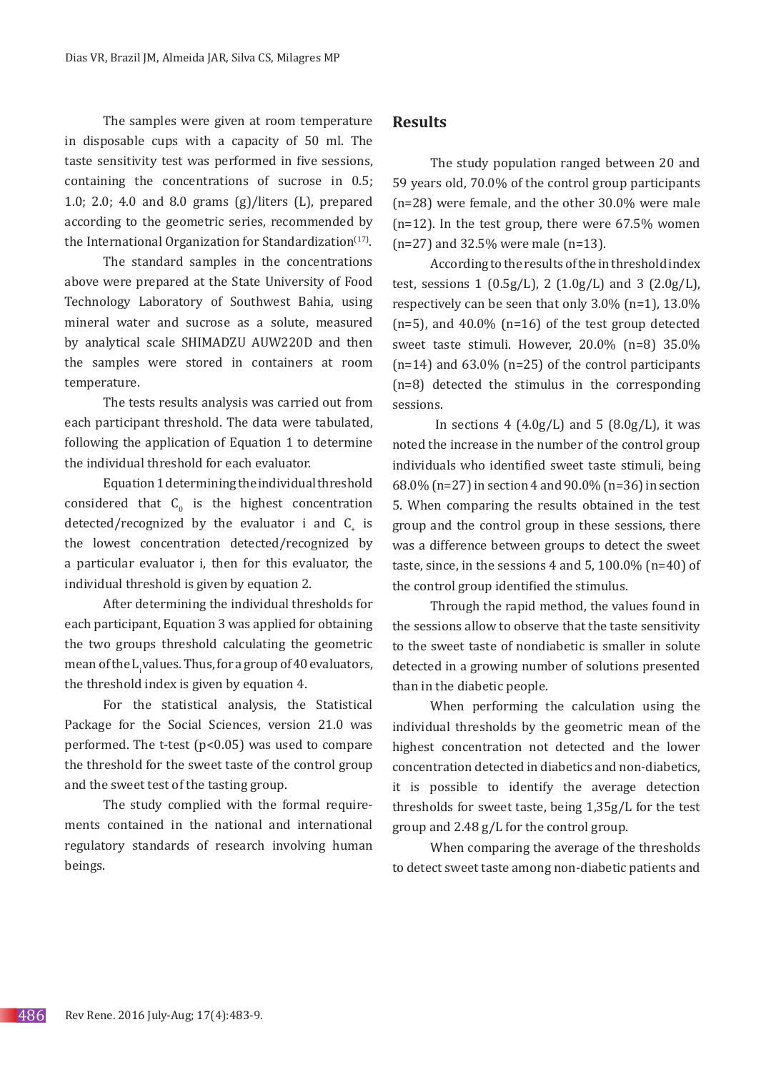The samples were given at room temperature in disposable cups with a capacity of 50 ml. The taste sensitivity test was performed in five sessions, containing the concentrations of sucrose in 0.5; 1.0; 2.0; 4.0 and 8.0 grams (g)/liters (L), prepared according to the geometric series, recommended by the International Organization for Standardization[17].

The standard samples in the concentrations above were prepared at the State University of Food Technology Laboratory of Southwest Bahia, using mineral water and sucrose as a solute, measured by analytical scale SHIMADZU AUW220D and then the samples were stored in containers at room temperature.

The tests results analysis was carried out from each participant threshold. The data were tabulated, following the application of Equation 1 to determine the individual threshold for each evaluator.

Equation 1 determining the individual threshold considered that $C_0$ is the highest concentration detected/recognized by the evaluator i and $C_+$ is the lowest concentration detected/recognized by a particular evaluator i, then for this evaluator, the individual threshold is given by equation 2.

After determining the individual thresholds for each participant, Equation 3 was applied for obtaining the two groups threshold calculating the geometric mean of the $L_i$ values. Thus, for a group of 40 evaluators, the threshold index is given by equation 4.

For the statistical analysis, the Statistical Package for the Social Sciences, version 21.0 was performed. The t-test ($p<0.05$) was used to compare the threshold for the sweet taste of the control group and the sweet test of the tasting group.

The study complied with the formal requirements contained in the national and international regulatory standards of research involving human beings.

## Results

The study population ranged between 20 and 59 years old, 70.0% of the control group participants (n=28) were female, and the other 30.0% were male (n=12). In the test group, there were 67.5% women (n=27) and 32.5% were male (n=13).

According to the results of the in threshold index test, sessions 1 (0.5g/L), 2 (1.0g/L) and 3 (2.0g/L), respectively can be seen that only 3.0% (n=1), 13.0% (n=5), and 40.0% (n=16) of the test group detected sweet taste stimuli. However, 20.0% (n=8) 35.0% (n=14) and 63.0% (n=25) of the control participants (n=8) detected the stimulus in the corresponding sessions.

In sections 4 (4.0g/L) and 5 (8.0g/L), it was noted the increase in the number of the control group individuals who identified sweet taste stimuli, being 68.0% (n=27) in section 4 and 90.0% (n=36) in section 5. When comparing the results obtained in the test group and the control group in these sessions, there was a difference between groups to detect the sweet taste, since, in the sessions 4 and 5, 100.0% (n=40) of the control group identified the stimulus.

Through the rapid method, the values found in the sessions allow to observe that the taste sensitivity to the sweet taste of nondiabetic is smaller in solute detected in a growing number of solutions presented than in the diabetic people.

When performing the calculation using the individual thresholds by the geometric mean of the highest concentration not detected and the lower concentration detected in diabetics and non-diabetics, it is possible to identify the average detection thresholds for sweet taste, being 1,35g/L for the test group and 2.48 g/L for the control group.

When comparing the average of the thresholds to detect sweet taste among non-diabetic patients and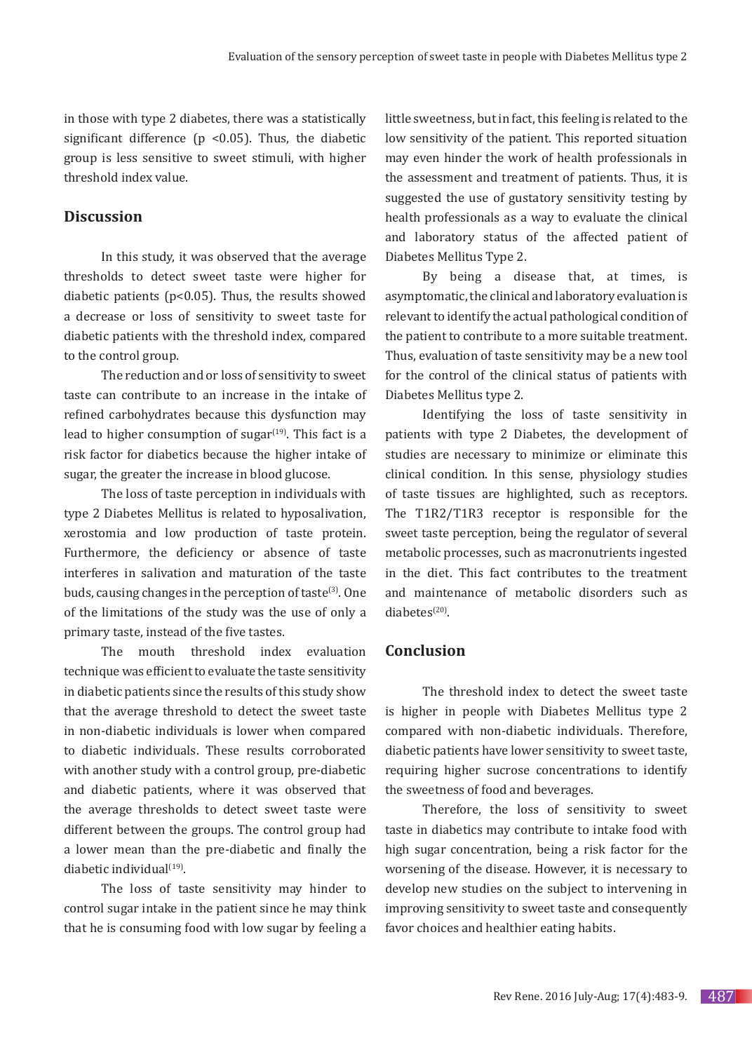in those with type 2 diabetes, there was a statistically significant difference ($p < 0.05$). Thus, the diabetic group is less sensitive to sweet stimuli, with higher threshold index value.

## Discussion

In this study, it was observed that the average thresholds to detect sweet taste were higher for diabetic patients ($p<0.05$). Thus, the results showed a decrease or loss of sensitivity to sweet taste for diabetic patients with the threshold index, compared to the control group.

The reduction and or loss of sensitivity to sweet taste can contribute to an increase in the intake of refined carbohydrates because this dysfunction may lead to higher consumption of sugar[19]. This fact is a risk factor for diabetics because the higher intake of sugar, the greater the increase in blood glucose.

The loss of taste perception in individuals with type 2 Diabetes Mellitus is related to hyposalivation, xerostomia and low production of taste protein. Furthermore, the deficiency or absence of taste interferes in salivation and maturation of the taste buds, causing changes in the perception of taste[3]. One of the limitations of the study was the use of only a primary taste, instead of the five tastes.

The mouth threshold index evaluation technique was efficient to evaluate the taste sensitivity in diabetic patients since the results of this study show that the average threshold to detect the sweet taste in non-diabetic individuals is lower when compared to diabetic individuals. These results corroborated with another study with a control group, pre-diabetic and diabetic patients, where it was observed that the average thresholds to detect sweet taste were different between the groups. The control group had a lower mean than the pre-diabetic and finally the diabetic individual[19].

The loss of taste sensitivity may hinder to control sugar intake in the patient since he may think that he is consuming food with low sugar by feeling a little sweetness, but in fact, this feeling is related to the low sensitivity of the patient. This reported situation may even hinder the work of health professionals in the assessment and treatment of patients. Thus, it is suggested the use of gustatory sensitivity testing by health professionals as a way to evaluate the clinical and laboratory status of the affected patient of Diabetes Mellitus Type 2.

By being a disease that, at times, is asymptomatic, the clinical and laboratory evaluation is relevant to identify the actual pathological condition of the patient to contribute to a more suitable treatment. Thus, evaluation of taste sensitivity may be a new tool for the control of the clinical status of patients with Diabetes Mellitus type 2.

Identifying the loss of taste sensitivity in patients with type 2 Diabetes, the development of studies are necessary to minimize or eliminate this clinical condition. In this sense, physiology studies of taste tissues are highlighted, such as receptors. The T1R2/T1R3 receptor is responsible for the sweet taste perception, being the regulator of several metabolic processes, such as macronutrients ingested in the diet. This fact contributes to the treatment and maintenance of metabolic disorders such as diabetes[20].

## Conclusion

The threshold index to detect the sweet taste is higher in people with Diabetes Mellitus type 2 compared with non-diabetic individuals. Therefore, diabetic patients have lower sensitivity to sweet taste, requiring higher sucrose concentrations to identify the sweetness of food and beverages.

Therefore, the loss of sensitivity to sweet taste in diabetics may contribute to intake food with high sugar concentration, being a risk factor for the worsening of the disease. However, it is necessary to develop new studies on the subject to intervening in improving sensitivity to sweet taste and consequently favor choices and healthier eating habits.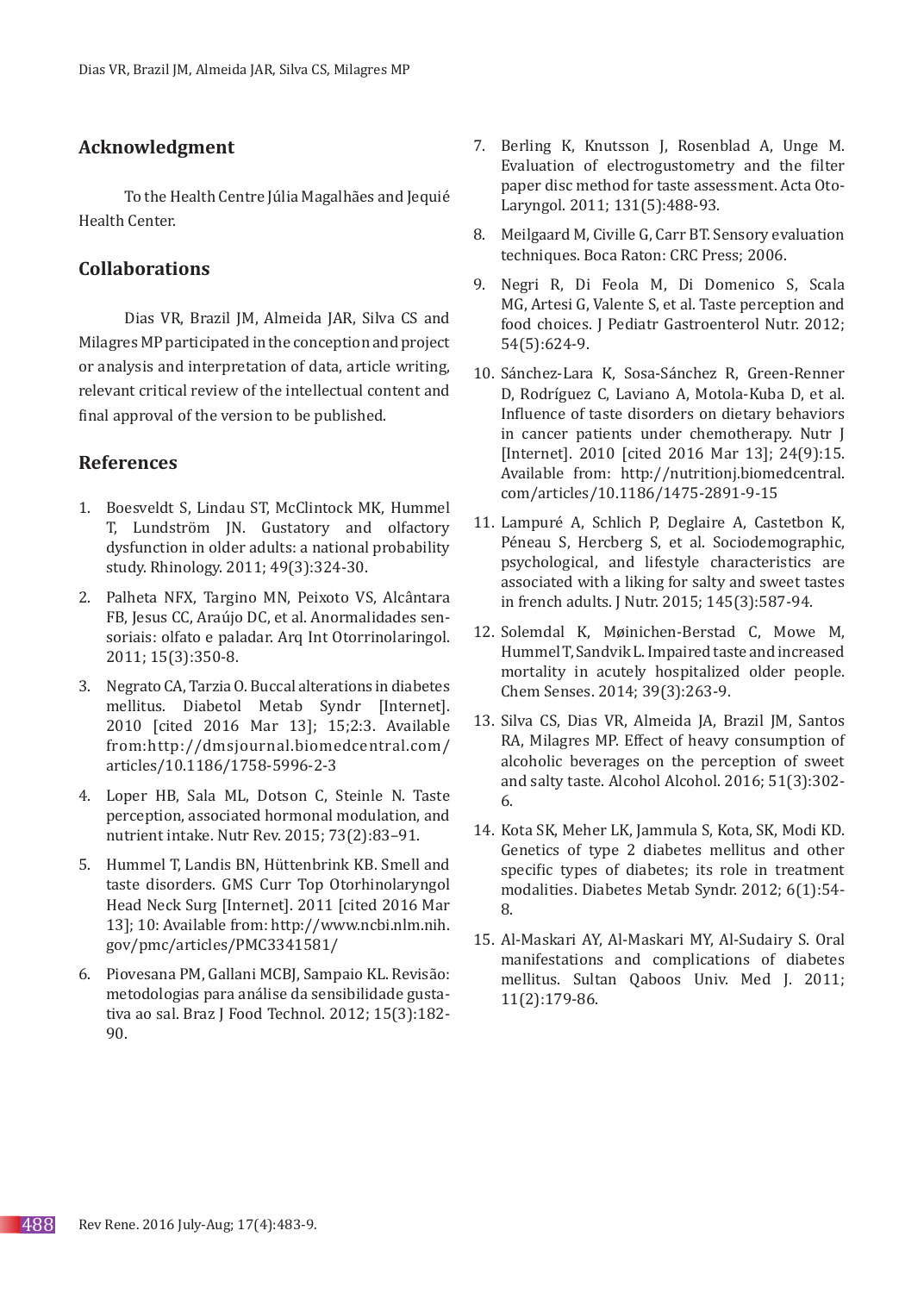## Acknowledgment

To the Health Centre Júlia Magalhães and Jequié Health Center.

## Collaborations

Dias VR, Brazil JM, Almeida JAR, Silva CS and Milagres MP participated in the conception and project or analysis and interpretation of data, article writing, relevant critical review of the intellectual content and final approval of the version to be published.

## References

1. Boesveldt S, Lindau ST, McClintock MK, Hummel T, Lundström JN. Gustatory and olfactory dysfunction in older adults: a national probability study. Rhinology. 2011; 49(3):324-30.
2. Palheta NFX, Targino MN, Peixoto VS, Alcântara FB, Jesus CC, Araújo DC, et al. Anormalidades sensoriais: olfato e paladar. Arq Int Otorrinolaringol. 2011; 15(3):350-8.
3. Negrato CA, Tarzia O. Buccal alterations in diabetes mellitus. Diabetol Metab Syndr [Internet]. 2010 [cited 2016 Mar 13]; 15;2:3. Available from:http://dmsjournal.biomedcentral.com/articles/10.1186/1758-5996-2-3
4. Loper HB, Sala ML, Dotson C, Steinle N. Taste perception, associated hormonal modulation, and nutrient intake. Nutr Rev. 2015; 73(2):83–91.
5. Hummel T, Landis BN, Hüttenbrink KB. Smell and taste disorders. GMS Curr Top Otorhinolaryngol Head Neck Surg [Internet]. 2011 [cited 2016 Mar 13]; 10: Available from: http://www.ncbi.nlm.nih.gov/pmc/articles/PMC3341581/
6. Piovesana PM, Gallani MCBJ, Sampaio KL. Revisão: metodologias para análise da sensibilidade gustativa ao sal. Braz J Food Technol. 2012; 15(3):182-90.
7. Berling K, Knutsson J, Rosenblad A, Unge M. Evaluation of electrogustometry and the filter paper disc method for taste assessment. Acta Oto-Laryngol. 2011; 131(5):488-93.
8. Meilgaard M, Civille G, Carr BT. Sensory evaluation techniques. Boca Raton: CRC Press; 2006.
9. Negri R, Di Feola M, Di Domenico S, Scala MG, Artesi G, Valente S, et al. Taste perception and food choices. J Pediatr Gastroenterol Nutr. 2012; 54(5):624-9.
10. Sánchez-Lara K, Sosa-Sánchez R, Green-Renner D, Rodríguez C, Laviano A, Motola-Kuba D, et al. Influence of taste disorders on dietary behaviors in cancer patients under chemotherapy. Nutr J [Internet]. 2010 [cited 2016 Mar 13]; 24(9):15. Available from: http://nutritionj.biomedcentral.com/articles/10.1186/1475-2891-9-15
11. Lampuré A, Schlich P, Deglaire A, Castetbon K, Péneau S, Hercberg S, et al. Sociodemographic, psychological, and lifestyle characteristics are associated with a liking for salty and sweet tastes in french adults. J Nutr. 2015; 145(3):587-94.
12. Solemdal K, Møinichen-Berstad C, Mowe M, Hummel T, Sandvik L. Impaired taste and increased mortality in acutely hospitalized older people. Chem Senses. 2014; 39(3):263-9.
13. Silva CS, Dias VR, Almeida JA, Brazil JM, Santos RA, Milagres MP. Effect of heavy consumption of alcoholic beverages on the perception of sweet and salty taste. Alcohol Alcohol. 2016; 51(3):302-6.
14. Kota SK, Meher LK, Jammula S, Kota, SK, Modi KD. Genetics of type 2 diabetes mellitus and other specific types of diabetes; its role in treatment modalities. Diabetes Metab Syndr. 2012; 6(1):54-8.
15. Al-Maskari AY, Al-Maskari MY, Al-Sudairy S. Oral manifestations and complications of diabetes mellitus. Sultan Qaboos Univ. Med J. 2011; 11(2):179-86.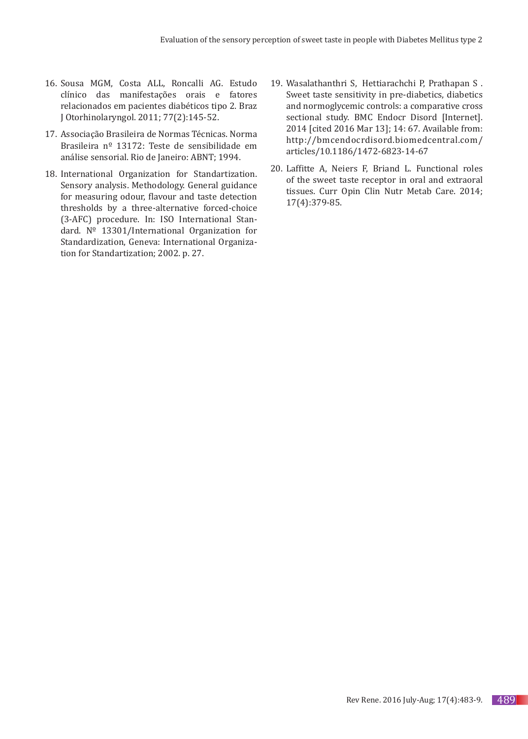16. Sousa MGM, Costa ALL, Roncalli AG. Estudo clínico das manifestações orais e fatores relacionados em pacientes diabéticos tipo 2. Braz J Otorhinolaryngol. 2011; 77(2):145-52.
17. Associação Brasileira de Normas Técnicas. Norma Brasileira nº 13172: Teste de sensibilidade em análise sensorial. Rio de Janeiro: ABNT; 1994.
18. International Organization for Standartization. Sensory analysis. Methodology. General guidance for measuring odour, flavour and taste detection thresholds by a three-alternative forced-choice (3-AFC) procedure. In: ISO International Standard. Nº 13301/International Organization for Standardization, Geneva: International Organization for Standartization; 2002. p. 27.
19. Wasalathanthri S, Hettiarachchi P, Prathapan S . Sweet taste sensitivity in pre-diabetics, diabetics and normoglycemic controls: a comparative cross sectional study. BMC Endocr Disord [Internet]. 2014 [cited 2016 Mar 13]; 14: 67. Available from: http://bmcendocrdisord.biomedcentral.com/articles/10.1186/1472-6823-14-67
20. Laffitte A, Neiers F, Briand L. Functional roles of the sweet taste receptor in oral and extraoral tissues. Curr Opin Clin Nutr Metab Care. 2014; 17(4):379-85.